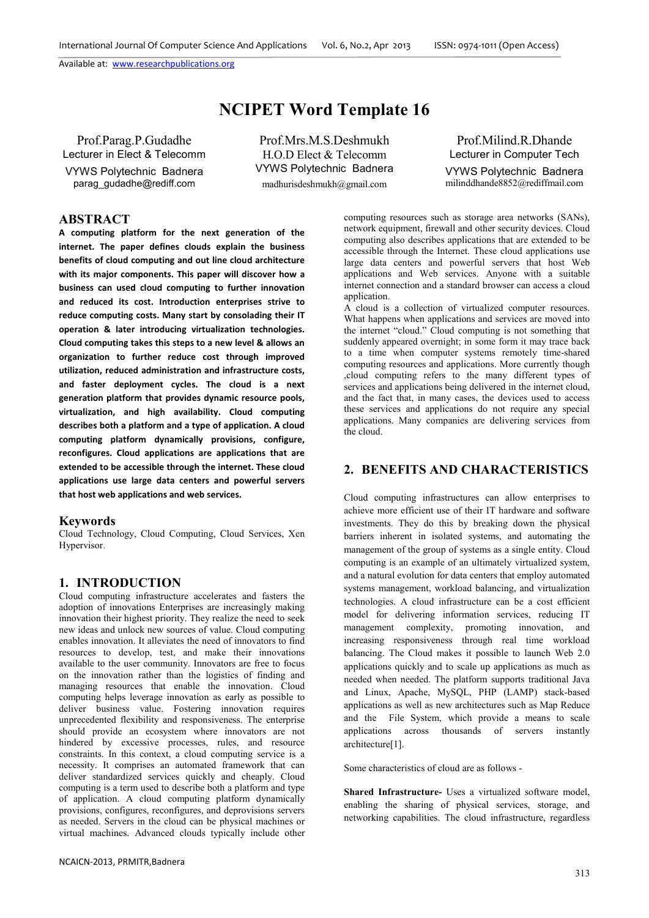# NCIPET Word Template 16

Prof.Parag.P.Gudadhe
Lecturer in Elect & Telecomm
VYWS Polytechnic Badnera
parag_gudadhe@rediff.com

Prof.Mrs.M.S.Deshmukh
H.O.D Elect & Telecomm
VYWS Polytechnic Badnera
madhurisdeshmukh@gmail.com

Prof.Milind.R.Dhande
Lecturer in Computer Tech
VYWS Polytechnic Badnera
milinddhande8852@rediffmail.com

## ABSTRACT

**A computing platform for the next generation of the internet. The paper defines clouds explain the business benefits of cloud computing and out line cloud architecture with its major components. This paper will discover how a business can used cloud computing to further innovation and reduced its cost. Introduction enterprises strive to reduce computing costs. Many start by consolading their IT operation & later introducing virtualization technologies. Cloud computing takes this steps to a new level & allows an organization to further reduce cost through improved utilization, reduced administration and infrastructure costs, and faster deployment cycles. The cloud is a next generation platform that provides dynamic resource pools, virtualization, and high availability. Cloud computing describes both a platform and a type of application. A cloud computing platform dynamically provisions, configure, reconfigures. Cloud applications are applications that are extended to be accessible through the internet. These cloud applications use large data centers and powerful servers that host web applications and web services.**

## Keywords

Cloud Technology, Cloud Computing, Cloud Services, Xen Hypervisor.

## 1. INTRODUCTION

Cloud computing infrastructure accelerates and fasters the adoption of innovations Enterprises are increasingly making innovation their highest priority. They realize the need to seek new ideas and unlock new sources of value. Cloud computing enables innovation. It alleviates the need of innovators to find resources to develop, test, and make their innovations available to the user community. Innovators are free to focus on the innovation rather than the logistics of finding and managing resources that enable the innovation. Cloud computing helps leverage innovation as early as possible to deliver business value. Fostering innovation requires unprecedented flexibility and responsiveness. The enterprise should provide an ecosystem where innovators are not hindered by excessive processes, rules, and resource constraints. In this context, a cloud computing service is a necessity. It comprises an automated framework that can deliver standardized services quickly and cheaply. Cloud computing is a term used to describe both a platform and type of application. A cloud computing platform dynamically provisions, configures, reconfigures, and deprovisions servers as needed. Servers in the cloud can be physical machines or virtual machines. Advanced clouds typically include other computing resources such as storage area networks (SANs), network equipment, firewall and other security devices. Cloud computing also describes applications that are extended to be accessible through the Internet. These cloud applications use large data centers and powerful servers that host Web applications and Web services. Anyone with a suitable internet connection and a standard browser can access a cloud application.

A cloud is a collection of virtualized computer resources. What happens when applications and services are moved into the internet "cloud." Cloud computing is not something that suddenly appeared overnight; in some form it may trace back to a time when computer systems remotely time-shared computing resources and applications. More currently though ,cloud computing refers to the many different types of services and applications being delivered in the internet cloud, and the fact that, in many cases, the devices used to access these services and applications do not require any special applications. Many companies are delivering services from the cloud.

## 2. BENEFITS AND CHARACTERISTICS

Cloud computing infrastructures can allow enterprises to achieve more efficient use of their IT hardware and software investments. They do this by breaking down the physical barriers inherent in isolated systems, and automating the management of the group of systems as a single entity. Cloud computing is an example of an ultimately virtualized system, and a natural evolution for data centers that employ automated systems management, workload balancing, and virtualization technologies. A cloud infrastructure can be a cost efficient model for delivering information services, reducing IT management complexity, promoting innovation, and increasing responsiveness through real time workload balancing. The Cloud makes it possible to launch Web 2.0 applications quickly and to scale up applications as much as needed when needed. The platform supports traditional Java and Linux, Apache, MySQL, PHP (LAMP) stack-based applications as well as new architectures such as Map Reduce and the File System, which provide a means to scale applications across thousands of servers instantly architecture[1].

Some characteristics of cloud are as follows -

**Shared Infrastructure-** Uses a virtualized software model, enabling the sharing of physical services, storage, and networking capabilities. The cloud infrastructure, regardless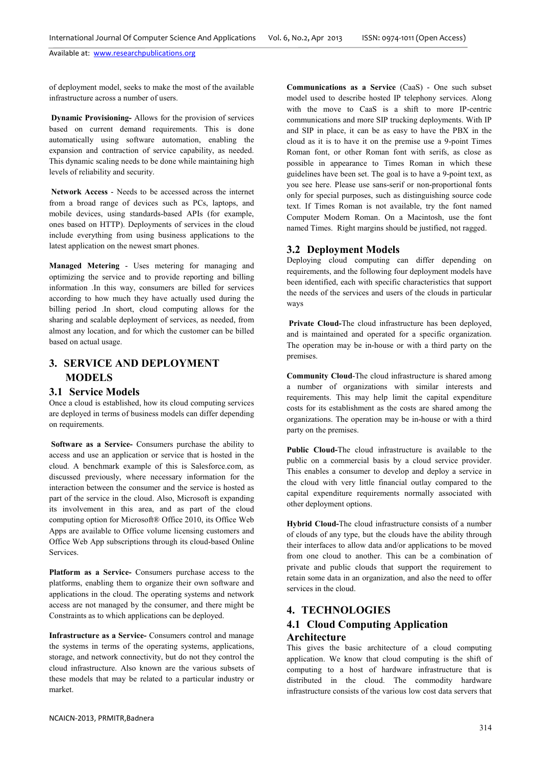of deployment model, seeks to make the most of the available infrastructure across a number of users.

**Dynamic Provisioning-** Allows for the provision of services based on current demand requirements. This is done automatically using software automation, enabling the expansion and contraction of service capability, as needed. This dynamic scaling needs to be done while maintaining high levels of reliability and security.

**Network Access** - Needs to be accessed across the internet from a broad range of devices such as PCs, laptops, and mobile devices, using standards-based APIs (for example, ones based on HTTP). Deployments of services in the cloud include everything from using business applications to the latest application on the newest smart phones.

**Managed Metering** - Uses metering for managing and optimizing the service and to provide reporting and billing information .In this way, consumers are billed for services according to how much they have actually used during the billing period .In short, cloud computing allows for the sharing and scalable deployment of services, as needed, from almost any location, and for which the customer can be billed based on actual usage.

# 3. SERVICE AND DEPLOYMENT MODELS

## 3.1 Service Models

Once a cloud is established, how its cloud computing services are deployed in terms of business models can differ depending on requirements.

**Software as a Service-** Consumers purchase the ability to access and use an application or service that is hosted in the cloud. A benchmark example of this is Salesforce.com, as discussed previously, where necessary information for the interaction between the consumer and the service is hosted as part of the service in the cloud. Also, Microsoft is expanding its involvement in this area, and as part of the cloud computing option for Microsoft® Office 2010, its Office Web Apps are available to Office volume licensing customers and Office Web App subscriptions through its cloud-based Online Services.

**Platform as a Service-** Consumers purchase access to the platforms, enabling them to organize their own software and applications in the cloud. The operating systems and network access are not managed by the consumer, and there might be Constraints as to which applications can be deployed.

**Infrastructure as a Service-** Consumers control and manage the systems in terms of the operating systems, applications, storage, and network connectivity, but do not they control the cloud infrastructure. Also known are the various subsets of these models that may be related to a particular industry or market.

**Communications as a Service** (CaaS) - One such subset model used to describe hosted IP telephony services. Along with the move to CaaS is a shift to more IP-centric communications and more SIP trucking deployments. With IP and SIP in place, it can be as easy to have the PBX in the cloud as it is to have it on the premise use a 9-point Times Roman font, or other Roman font with serifs, as close as possible in appearance to Times Roman in which these guidelines have been set. The goal is to have a 9-point text, as you see here. Please use sans-serif or non-proportional fonts only for special purposes, such as distinguishing source code text. If Times Roman is not available, try the font named Computer Modern Roman. On a Macintosh, use the font named Times. Right margins should be justified, not ragged.

## 3.2 Deployment Models

Deploying cloud computing can differ depending on requirements, and the following four deployment models have been identified, each with specific characteristics that support the needs of the services and users of the clouds in particular ways

**Private Cloud-**The cloud infrastructure has been deployed, and is maintained and operated for a specific organization. The operation may be in-house or with a third party on the premises.

**Community Cloud**-The cloud infrastructure is shared among a number of organizations with similar interests and requirements. This may help limit the capital expenditure costs for its establishment as the costs are shared among the organizations. The operation may be in-house or with a third party on the premises.

**Public Cloud-**The cloud infrastructure is available to the public on a commercial basis by a cloud service provider. This enables a consumer to develop and deploy a service in the cloud with very little financial outlay compared to the capital expenditure requirements normally associated with other deployment options.

**Hybrid Cloud-**The cloud infrastructure consists of a number of clouds of any type, but the clouds have the ability through their interfaces to allow data and/or applications to be moved from one cloud to another. This can be a combination of private and public clouds that support the requirement to retain some data in an organization, and also the need to offer services in the cloud.

# 4. TECHNOLOGIES

## 4.1 Cloud Computing Application Architecture

This gives the basic architecture of a cloud computing application. We know that cloud computing is the shift of computing to a host of hardware infrastructure that is distributed in the cloud. The commodity hardware infrastructure consists of the various low cost data servers that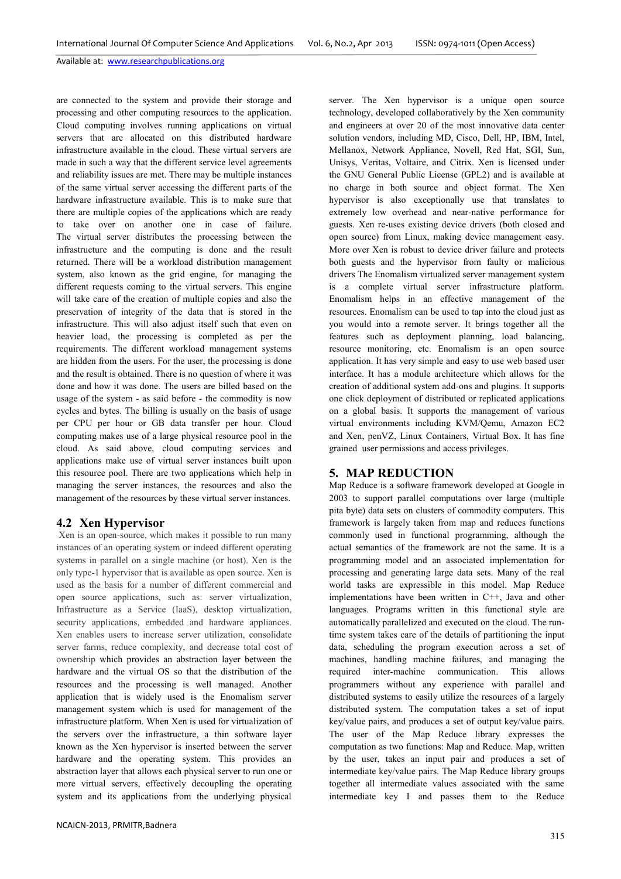are connected to the system and provide their storage and processing and other computing resources to the application. Cloud computing involves running applications on virtual servers that are allocated on this distributed hardware infrastructure available in the cloud. These virtual servers are made in such a way that the different service level agreements and reliability issues are met. There may be multiple instances of the same virtual server accessing the different parts of the hardware infrastructure available. This is to make sure that there are multiple copies of the applications which are ready to take over on another one in case of failure. The virtual server distributes the processing between the infrastructure and the computing is done and the result returned. There will be a workload distribution management system, also known as the grid engine, for managing the different requests coming to the virtual servers. This engine will take care of the creation of multiple copies and also the preservation of integrity of the data that is stored in the infrastructure. This will also adjust itself such that even on heavier load, the processing is completed as per the requirements. The different workload management systems are hidden from the users. For the user, the processing is done and the result is obtained. There is no question of where it was done and how it was done. The users are billed based on the usage of the system - as said before - the commodity is now cycles and bytes. The billing is usually on the basis of usage per CPU per hour or GB data transfer per hour. Cloud computing makes use of a large physical resource pool in the cloud. As said above, cloud computing services and applications make use of virtual server instances built upon this resource pool. There are two applications which help in managing the server instances, the resources and also the management of the resources by these virtual server instances.

## 4.2 Xen Hypervisor

Xen is an open-source, which makes it possible to run many instances of an operating system or indeed different operating systems in parallel on a single machine (or host). Xen is the only type-1 hypervisor that is available as open source. Xen is used as the basis for a number of different commercial and open source applications, such as: server virtualization, Infrastructure as a Service (IaaS), desktop virtualization, security applications, embedded and hardware appliances. Xen enables users to increase server utilization, consolidate server farms, reduce complexity, and decrease total cost of ownership which provides an abstraction layer between the hardware and the virtual OS so that the distribution of the resources and the processing is well managed. Another application that is widely used is the Enomalism server management system which is used for management of the infrastructure platform. When Xen is used for virtualization of the servers over the infrastructure, a thin software layer known as the Xen hypervisor is inserted between the server hardware and the operating system. This provides an abstraction layer that allows each physical server to run one or more virtual servers, effectively decoupling the operating system and its applications from the underlying physical server. The Xen hypervisor is a unique open source technology, developed collaboratively by the Xen community and engineers at over 20 of the most innovative data center solution vendors, including MD, Cisco, Dell, HP, IBM, Intel, Mellanox, Network Appliance, Novell, Red Hat, SGI, Sun, Unisys, Veritas, Voltaire, and Citrix. Xen is licensed under the GNU General Public License (GPL2) and is available at no charge in both source and object format. The Xen hypervisor is also exceptionally use that translates to extremely low overhead and near-native performance for guests. Xen re-uses existing device drivers (both closed and open source) from Linux, making device management easy. More over Xen is robust to device driver failure and protects both guests and the hypervisor from faulty or malicious drivers The Enomalism virtualized server management system is a complete virtual server infrastructure platform. Enomalism helps in an effective management of the resources. Enomalism can be used to tap into the cloud just as you would into a remote server. It brings together all the features such as deployment planning, load balancing, resource monitoring, etc. Enomalism is an open source application. It has very simple and easy to use web based user interface. It has a module architecture which allows for the creation of additional system add-ons and plugins. It supports one click deployment of distributed or replicated applications on a global basis. It supports the management of various virtual environments including KVM/Qemu, Amazon EC2 and Xen, penVZ, Linux Containers, Virtual Box. It has fine grained user permissions and access privileges.

# 5. MAP REDUCTION

Map Reduce is a software framework developed at Google in 2003 to support parallel computations over large (multiple pita byte) data sets on clusters of commodity computers. This framework is largely taken from map and reduces functions commonly used in functional programming, although the actual semantics of the framework are not the same. It is a programming model and an associated implementation for processing and generating large data sets. Many of the real world tasks are expressible in this model. Map Reduce implementations have been written in C++, Java and other languages. Programs written in this functional style are automatically parallelized and executed on the cloud. The run-time system takes care of the details of partitioning the input data, scheduling the program execution across a set of machines, handling machine failures, and managing the required inter-machine communication. This allows programmers without any experience with parallel and distributed systems to easily utilize the resources of a largely distributed system. The computation takes a set of input key/value pairs, and produces a set of output key/value pairs. The user of the Map Reduce library expresses the computation as two functions: Map and Reduce. Map, written by the user, takes an input pair and produces a set of intermediate key/value pairs. The Map Reduce library groups together all intermediate values associated with the same intermediate key I and passes them to the Reduce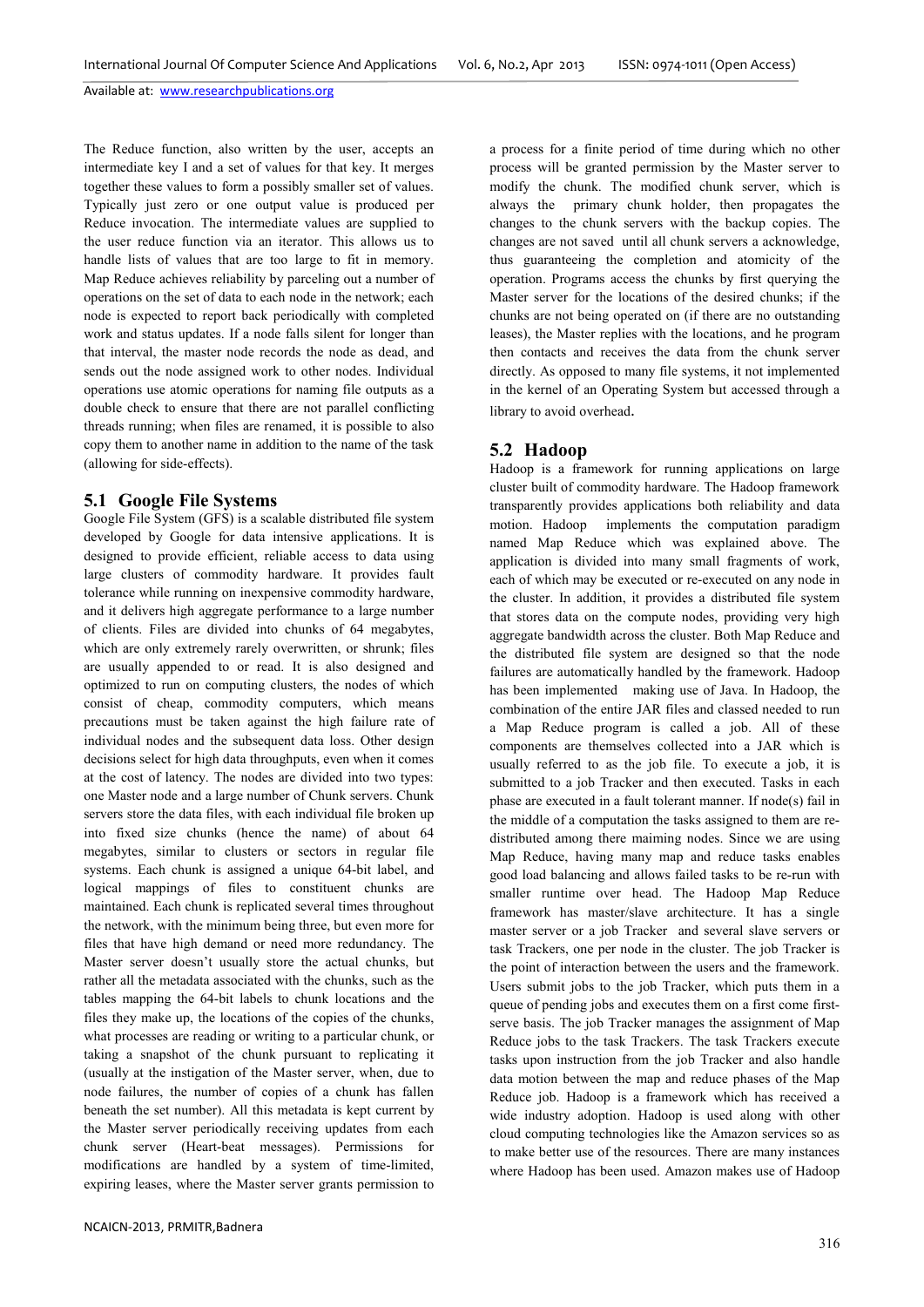The Reduce function, also written by the user, accepts an intermediate key I and a set of values for that key. It merges together these values to form a possibly smaller set of values. Typically just zero or one output value is produced per Reduce invocation. The intermediate values are supplied to the user reduce function via an iterator. This allows us to handle lists of values that are too large to fit in memory. Map Reduce achieves reliability by parceling out a number of operations on the set of data to each node in the network; each node is expected to report back periodically with completed work and status updates. If a node falls silent for longer than that interval, the master node records the node as dead, and sends out the node assigned work to other nodes. Individual operations use atomic operations for naming file outputs as a double check to ensure that there are not parallel conflicting threads running; when files are renamed, it is possible to also copy them to another name in addition to the name of the task (allowing for side-effects).

## 5.1 Google File Systems

Google File System (GFS) is a scalable distributed file system developed by Google for data intensive applications. It is designed to provide efficient, reliable access to data using large clusters of commodity hardware. It provides fault tolerance while running on inexpensive commodity hardware, and it delivers high aggregate performance to a large number of clients. Files are divided into chunks of 64 megabytes, which are only extremely rarely overwritten, or shrunk; files are usually appended to or read. It is also designed and optimized to run on computing clusters, the nodes of which consist of cheap, commodity computers, which means precautions must be taken against the high failure rate of individual nodes and the subsequent data loss. Other design decisions select for high data throughputs, even when it comes at the cost of latency. The nodes are divided into two types: one Master node and a large number of Chunk servers. Chunk servers store the data files, with each individual file broken up into fixed size chunks (hence the name) of about 64 megabytes, similar to clusters or sectors in regular file systems. Each chunk is assigned a unique 64-bit label, and logical mappings of files to constituent chunks are maintained. Each chunk is replicated several times throughout the network, with the minimum being three, but even more for files that have high demand or need more redundancy. The Master server doesn't usually store the actual chunks, but rather all the metadata associated with the chunks, such as the tables mapping the 64-bit labels to chunk locations and the files they make up, the locations of the copies of the chunks, what processes are reading or writing to a particular chunk, or taking a snapshot of the chunk pursuant to replicating it (usually at the instigation of the Master server, when, due to node failures, the number of copies of a chunk has fallen beneath the set number). All this metadata is kept current by the Master server periodically receiving updates from each chunk server (Heart-beat messages). Permissions for modifications are handled by a system of time-limited, expiring leases, where the Master server grants permission to a process for a finite period of time during which no other process will be granted permission by the Master server to modify the chunk. The modified chunk server, which is always the primary chunk holder, then propagates the changes to the chunk servers with the backup copies. The changes are not saved until all chunk servers a acknowledge, thus guaranteeing the completion and atomicity of the operation. Programs access the chunks by first querying the Master server for the locations of the desired chunks; if the chunks are not being operated on (if there are no outstanding leases), the Master replies with the locations, and he program then contacts and receives the data from the chunk server directly. As opposed to many file systems, it not implemented in the kernel of an Operating System but accessed through a library to avoid overhead.

## 5.2 Hadoop

Hadoop is a framework for running applications on large cluster built of commodity hardware. The Hadoop framework transparently provides applications both reliability and data motion. Hadoop implements the computation paradigm named Map Reduce which was explained above. The application is divided into many small fragments of work, each of which may be executed or re-executed on any node in the cluster. In addition, it provides a distributed file system that stores data on the compute nodes, providing very high aggregate bandwidth across the cluster. Both Map Reduce and the distributed file system are designed so that the node failures are automatically handled by the framework. Hadoop has been implemented making use of Java. In Hadoop, the combination of the entire JAR files and classed needed to run a Map Reduce program is called a job. All of these components are themselves collected into a JAR which is usually referred to as the job file. To execute a job, it is submitted to a job Tracker and then executed. Tasks in each phase are executed in a fault tolerant manner. If node(s) fail in the middle of a computation the tasks assigned to them are re-distributed among there maiming nodes. Since we are using Map Reduce, having many map and reduce tasks enables good load balancing and allows failed tasks to be re-run with smaller runtime over head. The Hadoop Map Reduce framework has master/slave architecture. It has a single master server or a job Tracker and several slave servers or task Trackers, one per node in the cluster. The job Tracker is the point of interaction between the users and the framework. Users submit jobs to the job Tracker, which puts them in a queue of pending jobs and executes them on a first come first-serve basis. The job Tracker manages the assignment of Map Reduce jobs to the task Trackers. The task Trackers execute tasks upon instruction from the job Tracker and also handle data motion between the map and reduce phases of the Map Reduce job. Hadoop is a framework which has received a wide industry adoption. Hadoop is used along with other cloud computing technologies like the Amazon services so as to make better use of the resources. There are many instances where Hadoop has been used. Amazon makes use of Hadoop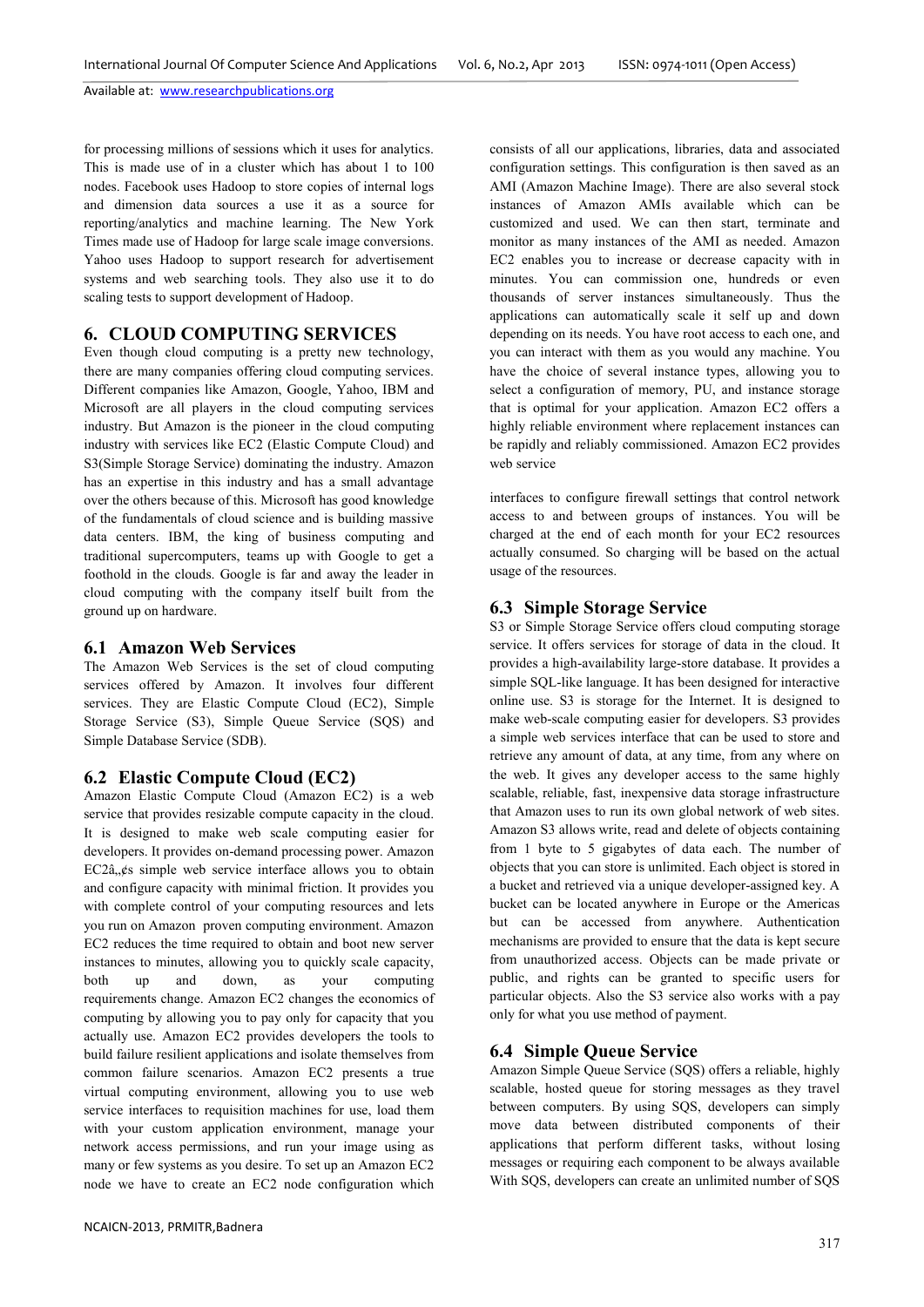for processing millions of sessions which it uses for analytics. This is made use of in a cluster which has about 1 to 100 nodes. Facebook uses Hadoop to store copies of internal logs and dimension data sources a use it as a source for reporting/analytics and machine learning. The New York Times made use of Hadoop for large scale image conversions. Yahoo uses Hadoop to support research for advertisement systems and web searching tools. They also use it to do scaling tests to support development of Hadoop.

## 6. CLOUD COMPUTING SERVICES

Even though cloud computing is a pretty new technology, there are many companies offering cloud computing services. Different companies like Amazon, Google, Yahoo, IBM and Microsoft are all players in the cloud computing services industry. But Amazon is the pioneer in the cloud computing industry with services like EC2 (Elastic Compute Cloud) and S3(Simple Storage Service) dominating the industry. Amazon has an expertise in this industry and has a small advantage over the others because of this. Microsoft has good knowledge of the fundamentals of cloud science and is building massive data centers. IBM, the king of business computing and traditional supercomputers, teams up with Google to get a foothold in the clouds. Google is far and away the leader in cloud computing with the company itself built from the ground up on hardware.

### 6.1 Amazon Web Services

The Amazon Web Services is the set of cloud computing services offered by Amazon. It involves four different services. They are Elastic Compute Cloud (EC2), Simple Storage Service (S3), Simple Queue Service (SQS) and Simple Database Service (SDB).

### 6.2 Elastic Compute Cloud (EC2)

Amazon Elastic Compute Cloud (Amazon EC2) is a web service that provides resizable compute capacity in the cloud. It is designed to make web scale computing easier for developers. It provides on-demand processing power. Amazon EC2â„¢s simple web service interface allows you to obtain and configure capacity with minimal friction. It provides you with complete control of your computing resources and lets you run on Amazon proven computing environment. Amazon EC2 reduces the time required to obtain and boot new server instances to minutes, allowing you to quickly scale capacity, both up and down, as your computing requirements change. Amazon EC2 changes the economics of computing by allowing you to pay only for capacity that you actually use. Amazon EC2 provides developers the tools to build failure resilient applications and isolate themselves from common failure scenarios. Amazon EC2 presents a true virtual computing environment, allowing you to use web service interfaces to requisition machines for use, load them with your custom application environment, manage your network access permissions, and run your image using as many or few systems as you desire. To set up an Amazon EC2 node we have to create an EC2 node configuration which consists of all our applications, libraries, data and associated configuration settings. This configuration is then saved as an AMI (Amazon Machine Image). There are also several stock instances of Amazon AMIs available which can be customized and used. We can then start, terminate and monitor as many instances of the AMI as needed. Amazon EC2 enables you to increase or decrease capacity with in minutes. You can commission one, hundreds or even thousands of server instances simultaneously. Thus the applications can automatically scale it self up and down depending on its needs. You have root access to each one, and you can interact with them as you would any machine. You have the choice of several instance types, allowing you to select a configuration of memory, PU, and instance storage that is optimal for your application. Amazon EC2 offers a highly reliable environment where replacement instances can be rapidly and reliably commissioned. Amazon EC2 provides web service

interfaces to configure firewall settings that control network access to and between groups of instances. You will be charged at the end of each month for your EC2 resources actually consumed. So charging will be based on the actual usage of the resources.

### 6.3 Simple Storage Service

S3 or Simple Storage Service offers cloud computing storage service. It offers services for storage of data in the cloud. It provides a high-availability large-store database. It provides a simple SQL-like language. It has been designed for interactive online use. S3 is storage for the Internet. It is designed to make web-scale computing easier for developers. S3 provides a simple web services interface that can be used to store and retrieve any amount of data, at any time, from any where on the web. It gives any developer access to the same highly scalable, reliable, fast, inexpensive data storage infrastructure that Amazon uses to run its own global network of web sites. Amazon S3 allows write, read and delete of objects containing from 1 byte to 5 gigabytes of data each. The number of objects that you can store is unlimited. Each object is stored in a bucket and retrieved via a unique developer-assigned key. A bucket can be located anywhere in Europe or the Americas but can be accessed from anywhere. Authentication mechanisms are provided to ensure that the data is kept secure from unauthorized access. Objects can be made private or public, and rights can be granted to specific users for particular objects. Also the S3 service also works with a pay only for what you use method of payment.

### 6.4 Simple Queue Service

Amazon Simple Queue Service (SQS) offers a reliable, highly scalable, hosted queue for storing messages as they travel between computers. By using SQS, developers can simply move data between distributed components of their applications that perform different tasks, without losing messages or requiring each component to be always available With SQS, developers can create an unlimited number of SQS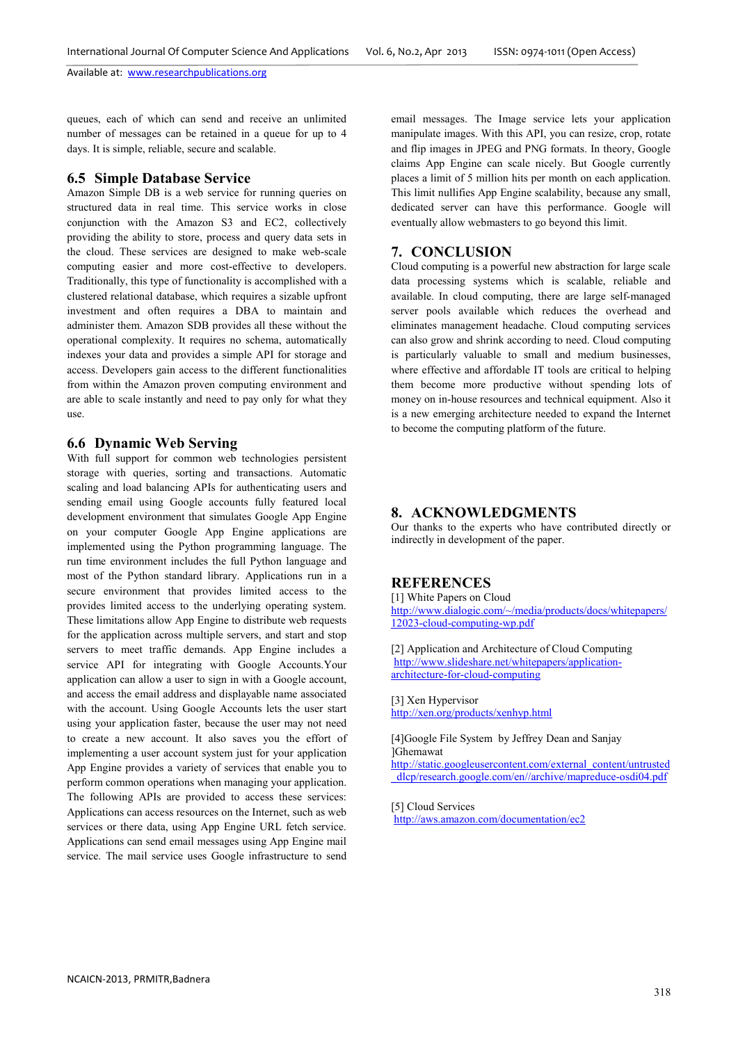queues, each of which can send and receive an unlimited number of messages can be retained in a queue for up to 4 days. It is simple, reliable, secure and scalable.

## 6.5 Simple Database Service

Amazon Simple DB is a web service for running queries on structured data in real time. This service works in close conjunction with the Amazon S3 and EC2, collectively providing the ability to store, process and query data sets in the cloud. These services are designed to make web-scale computing easier and more cost-effective to developers. Traditionally, this type of functionality is accomplished with a clustered relational database, which requires a sizable upfront investment and often requires a DBA to maintain and administer them. Amazon SDB provides all these without the operational complexity. It requires no schema, automatically indexes your data and provides a simple API for storage and access. Developers gain access to the different functionalities from within the Amazon proven computing environment and are able to scale instantly and need to pay only for what they use.

## 6.6 Dynamic Web Serving

With full support for common web technologies persistent storage with queries, sorting and transactions. Automatic scaling and load balancing APIs for authenticating users and sending email using Google accounts fully featured local development environment that simulates Google App Engine on your computer Google App Engine applications are implemented using the Python programming language. The run time environment includes the full Python language and most of the Python standard library. Applications run in a secure environment that provides limited access to the provides limited access to the underlying operating system. These limitations allow App Engine to distribute web requests for the application across multiple servers, and start and stop servers to meet traffic demands. App Engine includes a service API for integrating with Google Accounts.Your application can allow a user to sign in with a Google account, and access the email address and displayable name associated with the account. Using Google Accounts lets the user start using your application faster, because the user may not need to create a new account. It also saves you the effort of implementing a user account system just for your application App Engine provides a variety of services that enable you to perform common operations when managing your application. The following APIs are provided to access these services: Applications can access resources on the Internet, such as web services or there data, using App Engine URL fetch service. Applications can send email messages using App Engine mail service. The mail service uses Google infrastructure to send email messages. The Image service lets your application manipulate images. With this API, you can resize, crop, rotate and flip images in JPEG and PNG formats. In theory, Google claims App Engine can scale nicely. But Google currently places a limit of 5 million hits per month on each application. This limit nullifies App Engine scalability, because any small, dedicated server can have this performance. Google will eventually allow webmasters to go beyond this limit.

# 7. CONCLUSION

Cloud computing is a powerful new abstraction for large scale data processing systems which is scalable, reliable and available. In cloud computing, there are large self-managed server pools available which reduces the overhead and eliminates management headache. Cloud computing services can also grow and shrink according to need. Cloud computing is particularly valuable to small and medium businesses, where effective and affordable IT tools are critical to helping them become more productive without spending lots of money on in-house resources and technical equipment. Also it is a new emerging architecture needed to expand the Internet to become the computing platform of the future.

# 8. ACKNOWLEDGMENTS

Our thanks to the experts who have contributed directly or indirectly in development of the paper.

# REFERENCES

[1] White Papers on Cloud
http://www.dialogic.com/~/media/products/docs/whitepapers/12023-cloud-computing-wp.pdf

[2] Application and Architecture of Cloud Computing
http://www.slideshare.net/whitepapers/application-architecture-for-cloud-computing

[3] Xen Hypervisor
http://xen.org/products/xenhyp.html

[4]Google File System by Jeffrey Dean and Sanjay ]Ghemawat
http://static.googleusercontent.com/external_content/untrusted_dlcp/research.google.com/en//archive/mapreduce-osdi04.pdf

[5] Cloud Services
http://aws.amazon.com/documentation/ec2